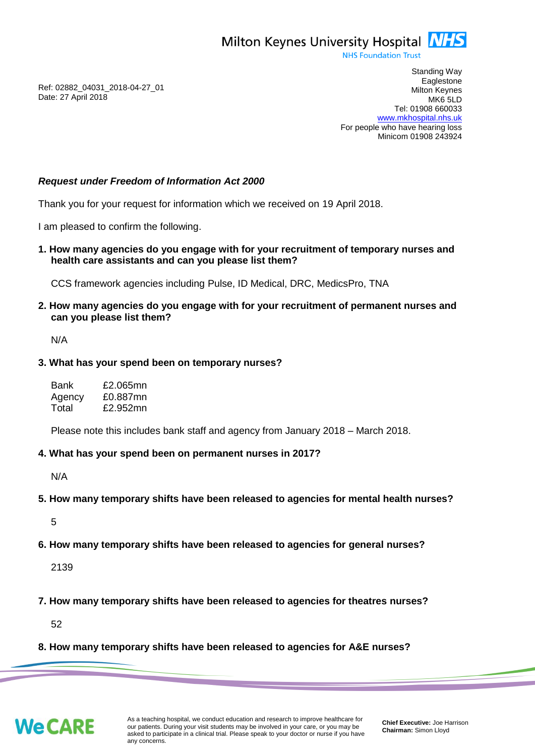Milton Keynes University Hospital NHS
NHS Foundation Trust

Ref: 02882_04031_2018-04-27_01
Date: 27 April 2018

Standing Way
Eaglestone
Milton Keynes
MK6 5LD
Tel: 01908 660033
www.mkhospital.nhs.uk
For people who have hearing loss
Minicom 01908 243924

***Request under Freedom of Information Act 2000***

Thank you for your request for information which we received on 19 April 2018.

I am pleased to confirm the following.

**1. How many agencies do you engage with for your recruitment of temporary nurses and health care assistants and can you please list them?**

CCS framework agencies including Pulse, ID Medical, DRC, MedicsPro, TNA

**2. How many agencies do you engage with for your recruitment of permanent nurses and can you please list them?**

N/A

**3. What has your spend been on temporary nurses?**

| | |
|---|---|
| Bank | £2.065mn |
| Agency | £0.887mn |
| Total | £2.952mn |

Please note this includes bank staff and agency from January 2018 – March 2018.

**4. What has your spend been on permanent nurses in 2017?**

N/A

**5. How many temporary shifts have been released to agencies for mental health nurses?**

5

**6. How many temporary shifts have been released to agencies for general nurses?**

2139

**7. How many temporary shifts have been released to agencies for theatres nurses?**

52

**8. How many temporary shifts have been released to agencies for A&E nurses?**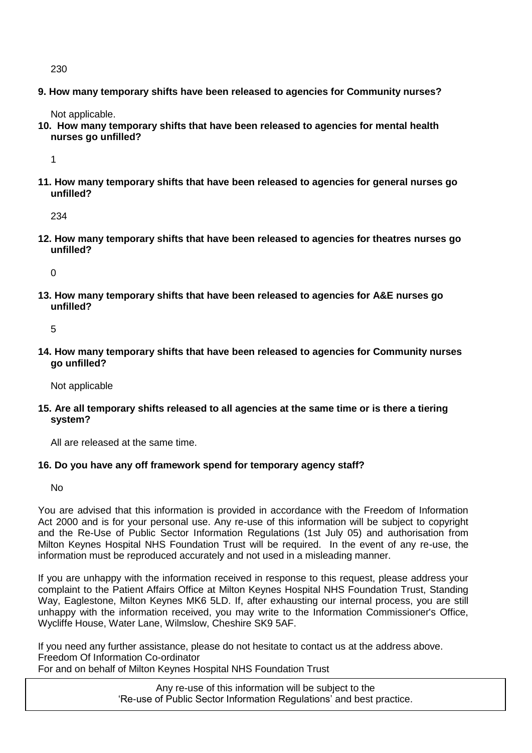230

**9. How many temporary shifts have been released to agencies for Community nurses?**

Not applicable.

**10. How many temporary shifts that have been released to agencies for mental health nurses go unfilled?**

1

**11. How many temporary shifts that have been released to agencies for general nurses go unfilled?**

234

**12. How many temporary shifts that have been released to agencies for theatres nurses go unfilled?**

0

**13. How many temporary shifts that have been released to agencies for A&E nurses go unfilled?**

5

**14. How many temporary shifts that have been released to agencies for Community nurses go unfilled?**

Not applicable

**15. Are all temporary shifts released to all agencies at the same time or is there a tiering system?**

All are released at the same time.

**16. Do you have any off framework spend for temporary agency staff?**

No

You are advised that this information is provided in accordance with the Freedom of Information Act 2000 and is for your personal use. Any re-use of this information will be subject to copyright and the Re-Use of Public Sector Information Regulations (1st July 05) and authorisation from Milton Keynes Hospital NHS Foundation Trust will be required. In the event of any re-use, the information must be reproduced accurately and not used in a misleading manner.

If you are unhappy with the information received in response to this request, please address your complaint to the Patient Affairs Office at Milton Keynes Hospital NHS Foundation Trust, Standing Way, Eaglestone, Milton Keynes MK6 5LD. If, after exhausting our internal process, you are still unhappy with the information received, you may write to the Information Commissioner's Office, Wycliffe House, Water Lane, Wilmslow, Cheshire SK9 5AF.

If you need any further assistance, please do not hesitate to contact us at the address above.
Freedom Of Information Co-ordinator
For and on behalf of Milton Keynes Hospital NHS Foundation Trust

Any re-use of this information will be subject to the
'Re-use of Public Sector Information Regulations' and best practice.